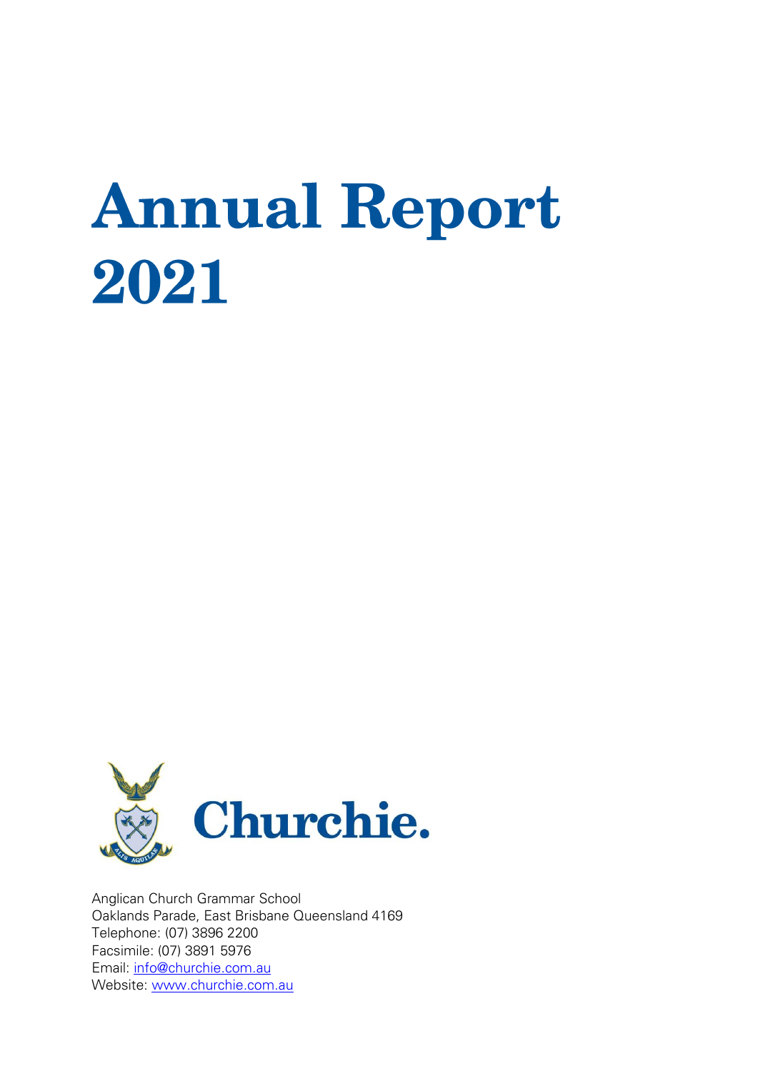# Annual Report 2021

Churchie.

Anglican Church Grammar School
Oaklands Parade, East Brisbane Queensland 4169
Telephone: (07) 3896 2200
Facsimile: (07) 3891 5976
Email: [info@churchie.com.au](mailto:info@churchie.com.au)
Website: [www.churchie.com.au](http://www.churchie.com.au)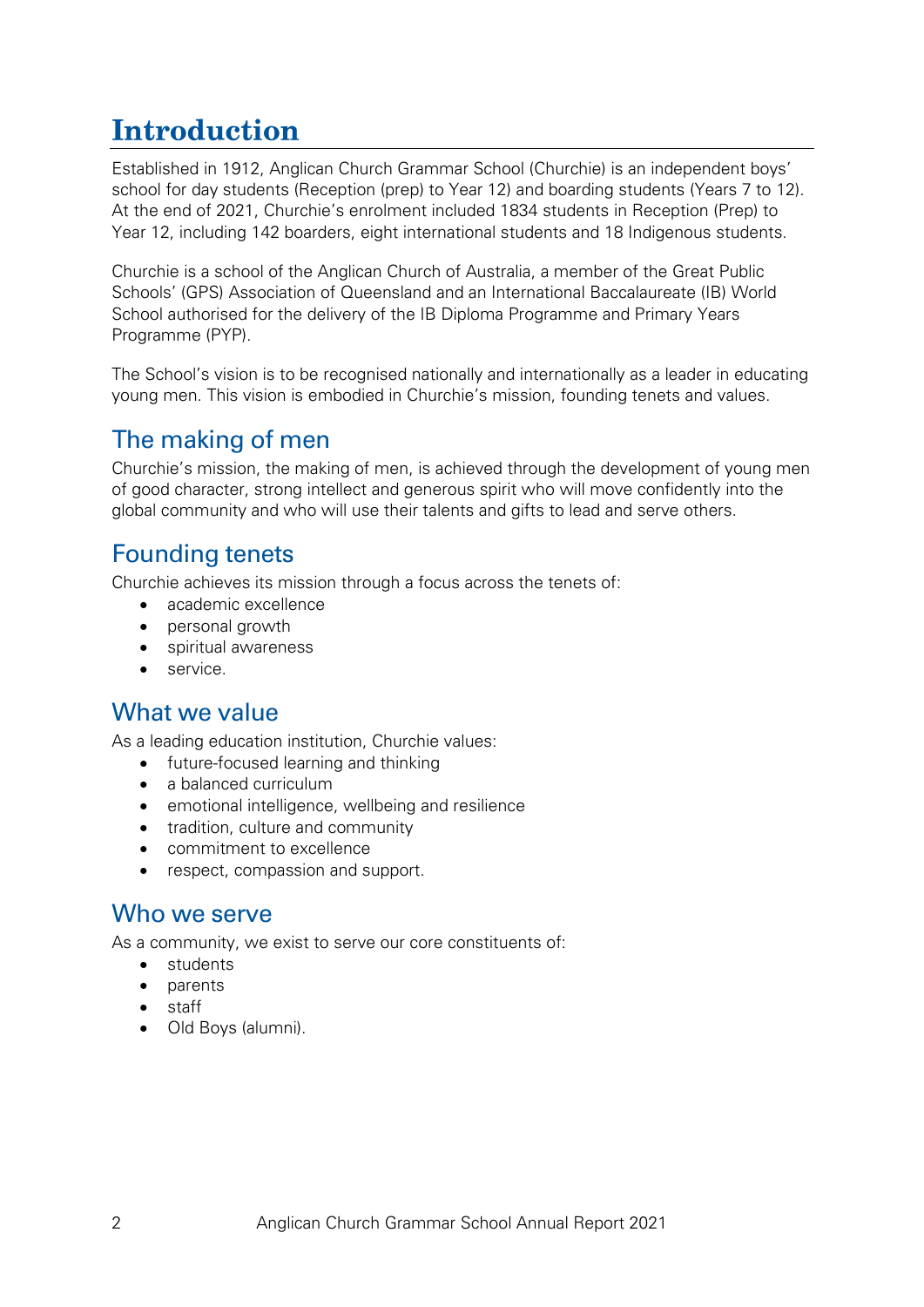# Introduction

Established in 1912, Anglican Church Grammar School (Churchie) is an independent boys' school for day students (Reception (prep) to Year 12) and boarding students (Years 7 to 12). At the end of 2021, Churchie's enrolment included 1834 students in Reception (Prep) to Year 12, including 142 boarders, eight international students and 18 Indigenous students.

Churchie is a school of the Anglican Church of Australia, a member of the Great Public Schools' (GPS) Association of Queensland and an International Baccalaureate (IB) World School authorised for the delivery of the IB Diploma Programme and Primary Years Programme (PYP).

The School's vision is to be recognised nationally and internationally as a leader in educating young men. This vision is embodied in Churchie's mission, founding tenets and values.

## The making of men

Churchie's mission, the making of men, is achieved through the development of young men of good character, strong intellect and generous spirit who will move confidently into the global community and who will use their talents and gifts to lead and serve others.

## Founding tenets

Churchie achieves its mission through a focus across the tenets of:

- academic excellence
- personal growth
- spiritual awareness
- service.

## What we value

As a leading education institution, Churchie values:

- future-focused learning and thinking
- a balanced curriculum
- emotional intelligence, wellbeing and resilience
- tradition, culture and community
- commitment to excellence
- respect, compassion and support.

## Who we serve

As a community, we exist to serve our core constituents of:

- students
- parents
- staff
- Old Boys (alumni).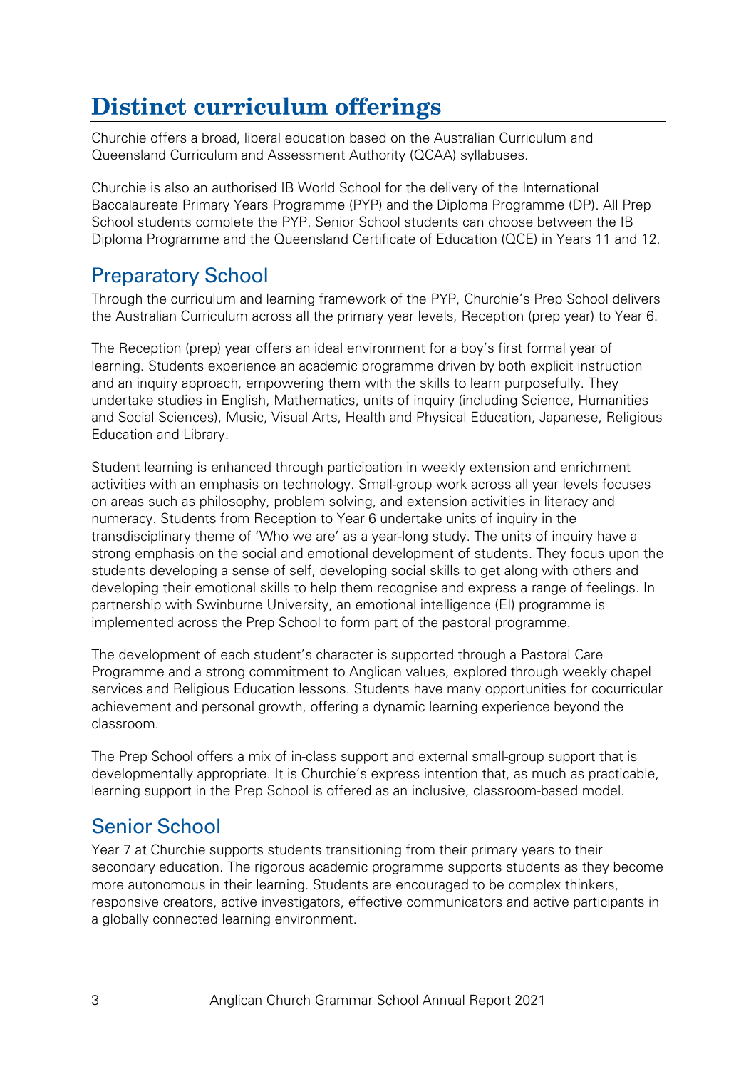# Distinct curriculum offerings

Churchie offers a broad, liberal education based on the Australian Curriculum and Queensland Curriculum and Assessment Authority (QCAA) syllabuses.

Churchie is also an authorised IB World School for the delivery of the International Baccalaureate Primary Years Programme (PYP) and the Diploma Programme (DP). All Prep School students complete the PYP. Senior School students can choose between the IB Diploma Programme and the Queensland Certificate of Education (QCE) in Years 11 and 12.

## Preparatory School

Through the curriculum and learning framework of the PYP, Churchie's Prep School delivers the Australian Curriculum across all the primary year levels, Reception (prep year) to Year 6.

The Reception (prep) year offers an ideal environment for a boy's first formal year of learning. Students experience an academic programme driven by both explicit instruction and an inquiry approach, empowering them with the skills to learn purposefully. They undertake studies in English, Mathematics, units of inquiry (including Science, Humanities and Social Sciences), Music, Visual Arts, Health and Physical Education, Japanese, Religious Education and Library.

Student learning is enhanced through participation in weekly extension and enrichment activities with an emphasis on technology. Small-group work across all year levels focuses on areas such as philosophy, problem solving, and extension activities in literacy and numeracy. Students from Reception to Year 6 undertake units of inquiry in the transdisciplinary theme of 'Who we are' as a year-long study. The units of inquiry have a strong emphasis on the social and emotional development of students. They focus upon the students developing a sense of self, developing social skills to get along with others and developing their emotional skills to help them recognise and express a range of feelings. In partnership with Swinburne University, an emotional intelligence (EI) programme is implemented across the Prep School to form part of the pastoral programme.

The development of each student's character is supported through a Pastoral Care Programme and a strong commitment to Anglican values, explored through weekly chapel services and Religious Education lessons. Students have many opportunities for cocurricular achievement and personal growth, offering a dynamic learning experience beyond the classroom.

The Prep School offers a mix of in-class support and external small-group support that is developmentally appropriate. It is Churchie's express intention that, as much as practicable, learning support in the Prep School is offered as an inclusive, classroom-based model.

## Senior School

Year 7 at Churchie supports students transitioning from their primary years to their secondary education. The rigorous academic programme supports students as they become more autonomous in their learning. Students are encouraged to be complex thinkers, responsive creators, active investigators, effective communicators and active participants in a globally connected learning environment.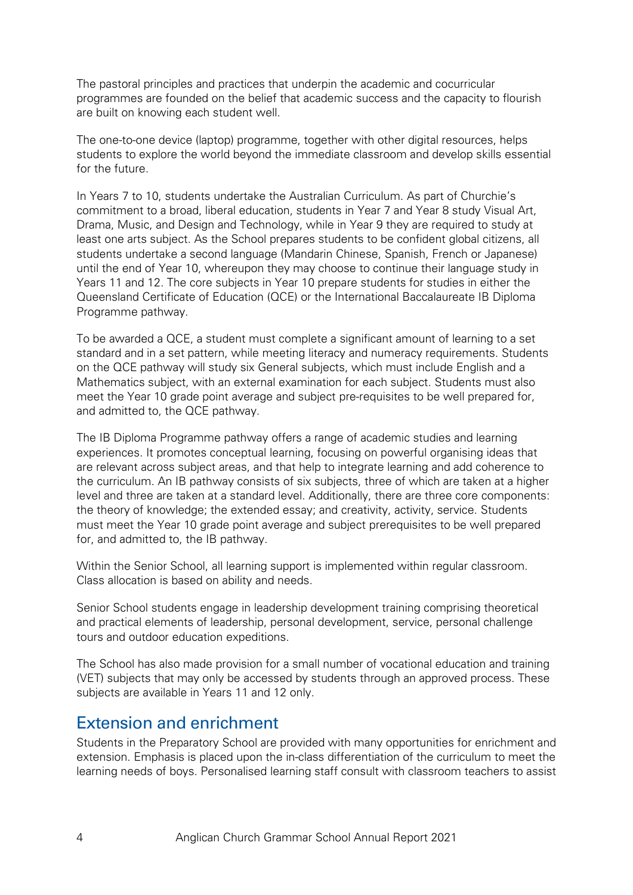The pastoral principles and practices that underpin the academic and cocurricular programmes are founded on the belief that academic success and the capacity to flourish are built on knowing each student well.

The one-to-one device (laptop) programme, together with other digital resources, helps students to explore the world beyond the immediate classroom and develop skills essential for the future.

In Years 7 to 10, students undertake the Australian Curriculum. As part of Churchie's commitment to a broad, liberal education, students in Year 7 and Year 8 study Visual Art, Drama, Music, and Design and Technology, while in Year 9 they are required to study at least one arts subject. As the School prepares students to be confident global citizens, all students undertake a second language (Mandarin Chinese, Spanish, French or Japanese) until the end of Year 10, whereupon they may choose to continue their language study in Years 11 and 12. The core subjects in Year 10 prepare students for studies in either the Queensland Certificate of Education (QCE) or the International Baccalaureate IB Diploma Programme pathway.

To be awarded a QCE, a student must complete a significant amount of learning to a set standard and in a set pattern, while meeting literacy and numeracy requirements. Students on the QCE pathway will study six General subjects, which must include English and a Mathematics subject, with an external examination for each subject. Students must also meet the Year 10 grade point average and subject pre-requisites to be well prepared for, and admitted to, the QCE pathway.

The IB Diploma Programme pathway offers a range of academic studies and learning experiences. It promotes conceptual learning, focusing on powerful organising ideas that are relevant across subject areas, and that help to integrate learning and add coherence to the curriculum. An IB pathway consists of six subjects, three of which are taken at a higher level and three are taken at a standard level. Additionally, there are three core components: the theory of knowledge; the extended essay; and creativity, activity, service. Students must meet the Year 10 grade point average and subject prerequisites to be well prepared for, and admitted to, the IB pathway.

Within the Senior School, all learning support is implemented within regular classroom. Class allocation is based on ability and needs.

Senior School students engage in leadership development training comprising theoretical and practical elements of leadership, personal development, service, personal challenge tours and outdoor education expeditions.

The School has also made provision for a small number of vocational education and training (VET) subjects that may only be accessed by students through an approved process. These subjects are available in Years 11 and 12 only.

## Extension and enrichment

Students in the Preparatory School are provided with many opportunities for enrichment and extension. Emphasis is placed upon the in-class differentiation of the curriculum to meet the learning needs of boys. Personalised learning staff consult with classroom teachers to assist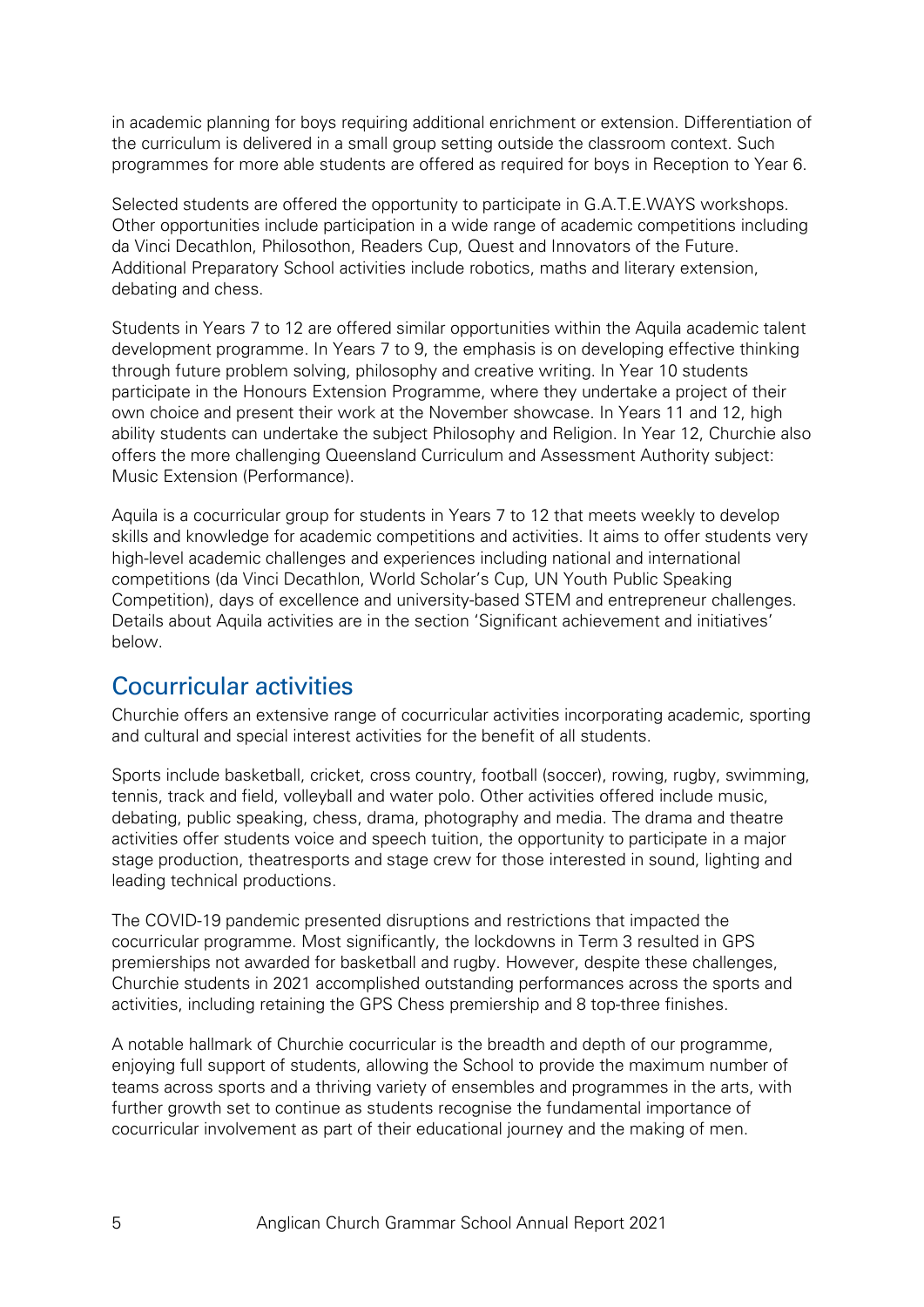in academic planning for boys requiring additional enrichment or extension. Differentiation of the curriculum is delivered in a small group setting outside the classroom context. Such programmes for more able students are offered as required for boys in Reception to Year 6.

Selected students are offered the opportunity to participate in G.A.T.E.WAYS workshops. Other opportunities include participation in a wide range of academic competitions including da Vinci Decathlon, Philosothon, Readers Cup, Quest and Innovators of the Future. Additional Preparatory School activities include robotics, maths and literary extension, debating and chess.

Students in Years 7 to 12 are offered similar opportunities within the Aquila academic talent development programme. In Years 7 to 9, the emphasis is on developing effective thinking through future problem solving, philosophy and creative writing. In Year 10 students participate in the Honours Extension Programme, where they undertake a project of their own choice and present their work at the November showcase. In Years 11 and 12, high ability students can undertake the subject Philosophy and Religion. In Year 12, Churchie also offers the more challenging Queensland Curriculum and Assessment Authority subject: Music Extension (Performance).

Aquila is a cocurricular group for students in Years 7 to 12 that meets weekly to develop skills and knowledge for academic competitions and activities. It aims to offer students very high-level academic challenges and experiences including national and international competitions (da Vinci Decathlon, World Scholar's Cup, UN Youth Public Speaking Competition), days of excellence and university-based STEM and entrepreneur challenges. Details about Aquila activities are in the section 'Significant achievement and initiatives' below.

## Cocurricular activities

Churchie offers an extensive range of cocurricular activities incorporating academic, sporting and cultural and special interest activities for the benefit of all students.

Sports include basketball, cricket, cross country, football (soccer), rowing, rugby, swimming, tennis, track and field, volleyball and water polo. Other activities offered include music, debating, public speaking, chess, drama, photography and media. The drama and theatre activities offer students voice and speech tuition, the opportunity to participate in a major stage production, theatresports and stage crew for those interested in sound, lighting and leading technical productions.

The COVID-19 pandemic presented disruptions and restrictions that impacted the cocurricular programme. Most significantly, the lockdowns in Term 3 resulted in GPS premierships not awarded for basketball and rugby. However, despite these challenges, Churchie students in 2021 accomplished outstanding performances across the sports and activities, including retaining the GPS Chess premiership and 8 top-three finishes.

A notable hallmark of Churchie cocurricular is the breadth and depth of our programme, enjoying full support of students, allowing the School to provide the maximum number of teams across sports and a thriving variety of ensembles and programmes in the arts, with further growth set to continue as students recognise the fundamental importance of cocurricular involvement as part of their educational journey and the making of men.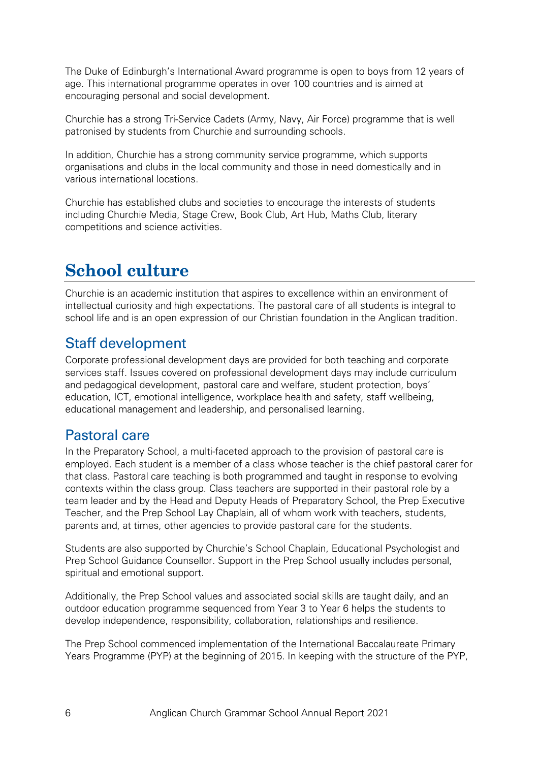The Duke of Edinburgh's International Award programme is open to boys from 12 years of age. This international programme operates in over 100 countries and is aimed at encouraging personal and social development.

Churchie has a strong Tri-Service Cadets (Army, Navy, Air Force) programme that is well patronised by students from Churchie and surrounding schools.

In addition, Churchie has a strong community service programme, which supports organisations and clubs in the local community and those in need domestically and in various international locations.

Churchie has established clubs and societies to encourage the interests of students including Churchie Media, Stage Crew, Book Club, Art Hub, Maths Club, literary competitions and science activities.

# School culture

Churchie is an academic institution that aspires to excellence within an environment of intellectual curiosity and high expectations. The pastoral care of all students is integral to school life and is an open expression of our Christian foundation in the Anglican tradition.

## Staff development

Corporate professional development days are provided for both teaching and corporate services staff. Issues covered on professional development days may include curriculum and pedagogical development, pastoral care and welfare, student protection, boys' education, ICT, emotional intelligence, workplace health and safety, staff wellbeing, educational management and leadership, and personalised learning.

## Pastoral care

In the Preparatory School, a multi-faceted approach to the provision of pastoral care is employed. Each student is a member of a class whose teacher is the chief pastoral carer for that class. Pastoral care teaching is both programmed and taught in response to evolving contexts within the class group. Class teachers are supported in their pastoral role by a team leader and by the Head and Deputy Heads of Preparatory School, the Prep Executive Teacher, and the Prep School Lay Chaplain, all of whom work with teachers, students, parents and, at times, other agencies to provide pastoral care for the students.

Students are also supported by Churchie's School Chaplain, Educational Psychologist and Prep School Guidance Counsellor. Support in the Prep School usually includes personal, spiritual and emotional support.

Additionally, the Prep School values and associated social skills are taught daily, and an outdoor education programme sequenced from Year 3 to Year 6 helps the students to develop independence, responsibility, collaboration, relationships and resilience.

The Prep School commenced implementation of the International Baccalaureate Primary Years Programme (PYP) at the beginning of 2015. In keeping with the structure of the PYP,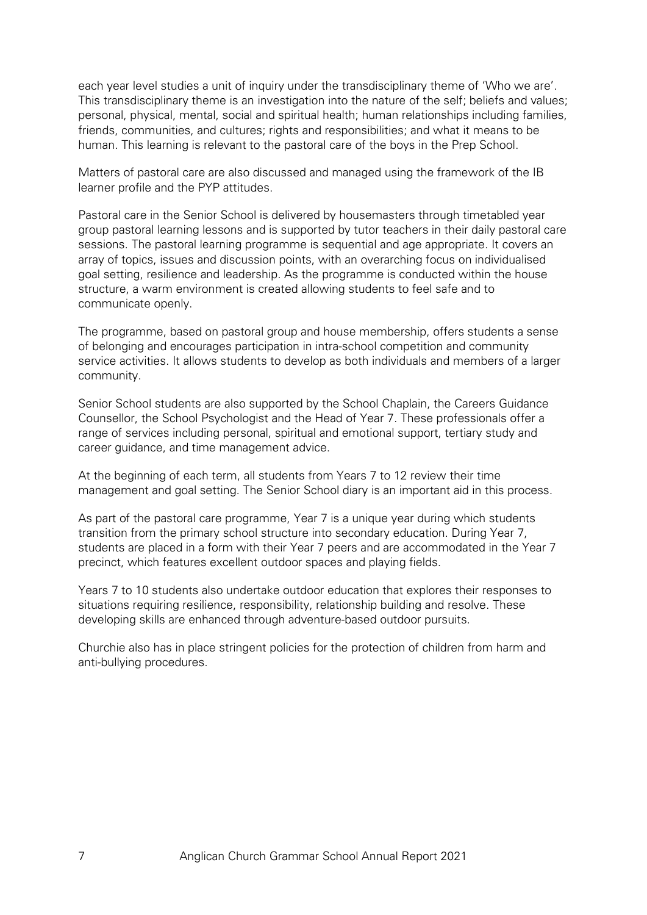each year level studies a unit of inquiry under the transdisciplinary theme of 'Who we are'. This transdisciplinary theme is an investigation into the nature of the self; beliefs and values; personal, physical, mental, social and spiritual health; human relationships including families, friends, communities, and cultures; rights and responsibilities; and what it means to be human. This learning is relevant to the pastoral care of the boys in the Prep School.

Matters of pastoral care are also discussed and managed using the framework of the IB learner profile and the PYP attitudes.

Pastoral care in the Senior School is delivered by housemasters through timetabled year group pastoral learning lessons and is supported by tutor teachers in their daily pastoral care sessions. The pastoral learning programme is sequential and age appropriate. It covers an array of topics, issues and discussion points, with an overarching focus on individualised goal setting, resilience and leadership. As the programme is conducted within the house structure, a warm environment is created allowing students to feel safe and to communicate openly.

The programme, based on pastoral group and house membership, offers students a sense of belonging and encourages participation in intra-school competition and community service activities. It allows students to develop as both individuals and members of a larger community.

Senior School students are also supported by the School Chaplain, the Careers Guidance Counsellor, the School Psychologist and the Head of Year 7. These professionals offer a range of services including personal, spiritual and emotional support, tertiary study and career guidance, and time management advice.

At the beginning of each term, all students from Years 7 to 12 review their time management and goal setting. The Senior School diary is an important aid in this process.

As part of the pastoral care programme, Year 7 is a unique year during which students transition from the primary school structure into secondary education. During Year 7, students are placed in a form with their Year 7 peers and are accommodated in the Year 7 precinct, which features excellent outdoor spaces and playing fields.

Years 7 to 10 students also undertake outdoor education that explores their responses to situations requiring resilience, responsibility, relationship building and resolve. These developing skills are enhanced through adventure-based outdoor pursuits.

Churchie also has in place stringent policies for the protection of children from harm and anti-bullying procedures.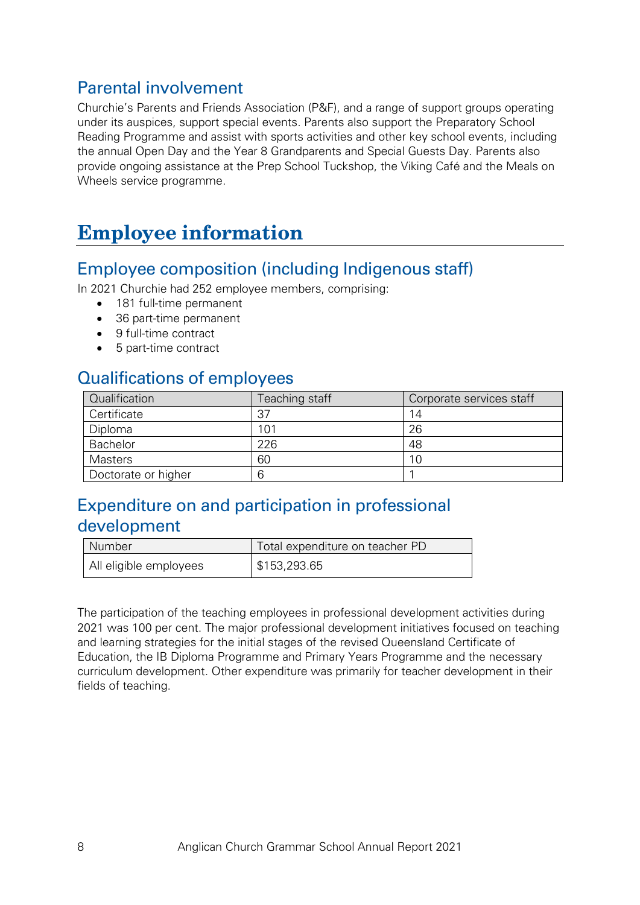## Parental involvement

Churchie's Parents and Friends Association (P&F), and a range of support groups operating under its auspices, support special events. Parents also support the Preparatory School Reading Programme and assist with sports activities and other key school events, including the annual Open Day and the Year 8 Grandparents and Special Guests Day. Parents also provide ongoing assistance at the Prep School Tuckshop, the Viking Café and the Meals on Wheels service programme.

# Employee information

## Employee composition (including Indigenous staff)

In 2021 Churchie had 252 employee members, comprising:

- 181 full-time permanent
- 36 part-time permanent
- 9 full-time contract
- 5 part-time contract

## Qualifications of employees

| Qualification | Teaching staff | Corporate services staff |
|---|---|---|
| Certificate | 37 | 14 |
| Diploma | 101 | 26 |
| Bachelor | 226 | 48 |
| Masters | 60 | 10 |
| Doctorate or higher | 6 | 1 |

## Expenditure on and participation in professional development

| Number | Total expenditure on teacher PD |
|---|---|
| All eligible employees | $153,293.65 |

The participation of the teaching employees in professional development activities during 2021 was 100 per cent. The major professional development initiatives focused on teaching and learning strategies for the initial stages of the revised Queensland Certificate of Education, the IB Diploma Programme and Primary Years Programme and the necessary curriculum development. Other expenditure was primarily for teacher development in their fields of teaching.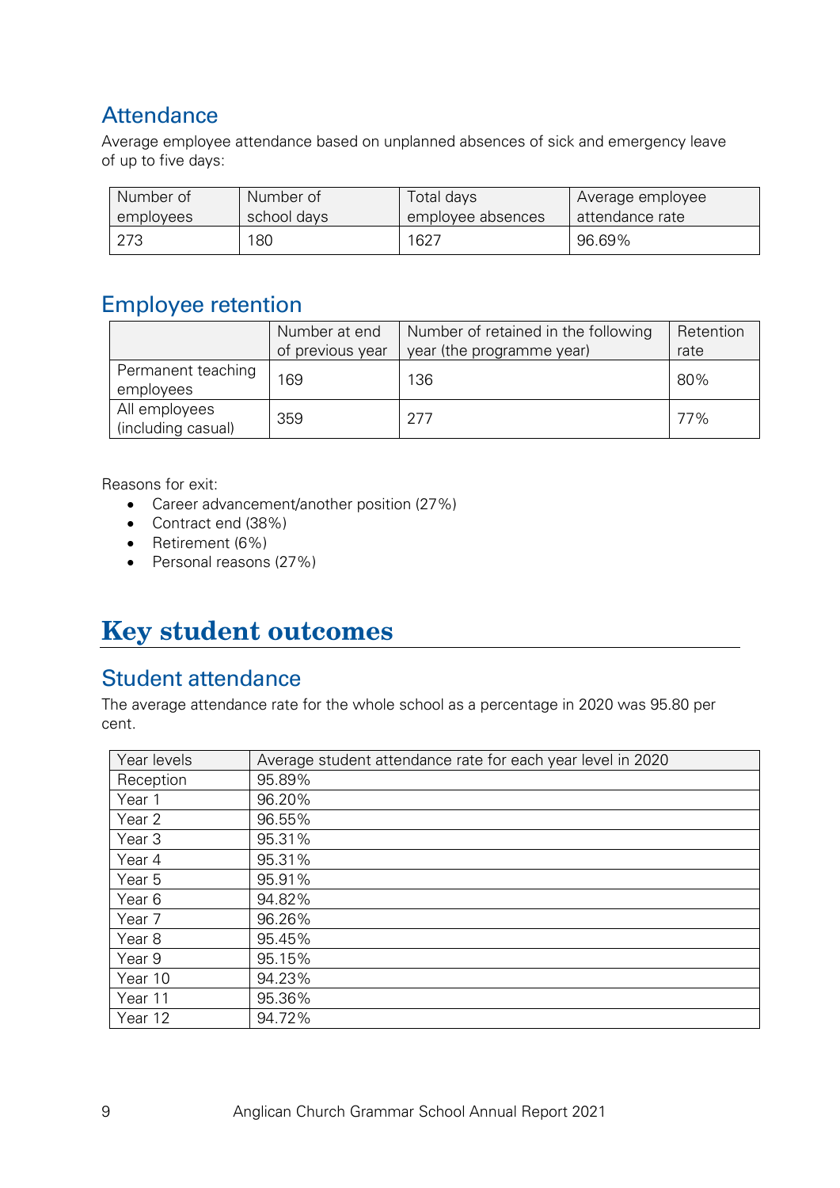## Attendance

Average employee attendance based on unplanned absences of sick and emergency leave of up to five days:

| Number of employees | Number of school days | Total days employee absences | Average employee attendance rate |
|---|---|---|---|
| 273 | 180 | 1627 | 96.69% |

## Employee retention

| | Number at end of previous year | Number of retained in the following year (the programme year) | Retention rate |
|---|---|---|---|
| Permanent teaching employees | 169 | 136 | 80% |
| All employees (including casual) | 359 | 277 | 77% |

Reasons for exit:

- Career advancement/another position (27%)
- Contract end (38%)
- Retirement (6%)
- Personal reasons (27%)

# Key student outcomes

## Student attendance

The average attendance rate for the whole school as a percentage in 2020 was 95.80 per cent.

| Year levels | Average student attendance rate for each year level in 2020 |
|---|---|
| Reception | 95.89% |
| Year 1 | 96.20% |
| Year 2 | 96.55% |
| Year 3 | 95.31% |
| Year 4 | 95.31% |
| Year 5 | 95.91% |
| Year 6 | 94.82% |
| Year 7 | 96.26% |
| Year 8 | 95.45% |
| Year 9 | 95.15% |
| Year 10 | 94.23% |
| Year 11 | 95.36% |
| Year 12 | 94.72% |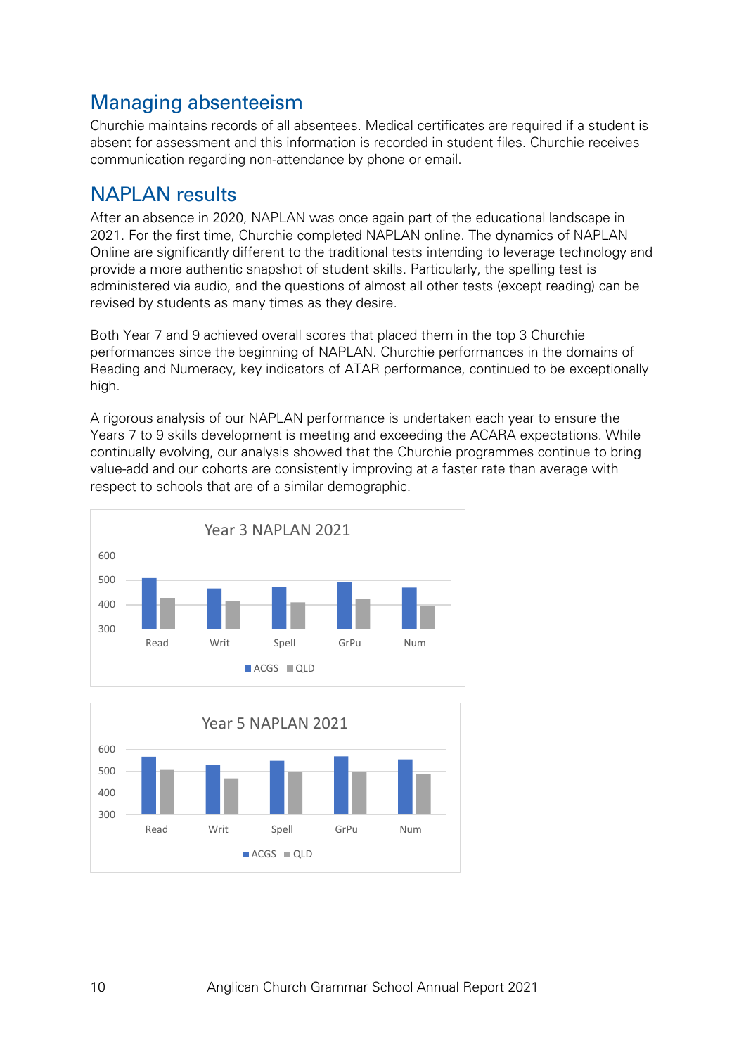## Managing absenteeism

Churchie maintains records of all absentees. Medical certificates are required if a student is absent for assessment and this information is recorded in student files. Churchie receives communication regarding non-attendance by phone or email.

## NAPLAN results

After an absence in 2020, NAPLAN was once again part of the educational landscape in 2021. For the first time, Churchie completed NAPLAN online. The dynamics of NAPLAN Online are significantly different to the traditional tests intending to leverage technology and provide a more authentic snapshot of student skills. Particularly, the spelling test is administered via audio, and the questions of almost all other tests (except reading) can be revised by students as many times as they desire.

Both Year 7 and 9 achieved overall scores that placed them in the top 3 Churchie performances since the beginning of NAPLAN. Churchie performances in the domains of Reading and Numeracy, key indicators of ATAR performance, continued to be exceptionally high.

A rigorous analysis of our NAPLAN performance is undertaken each year to ensure the Years 7 to 9 skills development is meeting and exceeding the ACARA expectations. While continually evolving, our analysis showed that the Churchie programmes continue to bring value-add and our cohorts are consistently improving at a faster rate than average with respect to schools that are of a similar demographic.

Year 3 NAPLAN 2021

Read, Writ, Spell, GrPu, Num — ACGS / QLD

Year 5 NAPLAN 2021

Read, Writ, Spell, GrPu, Num — ACGS / QLD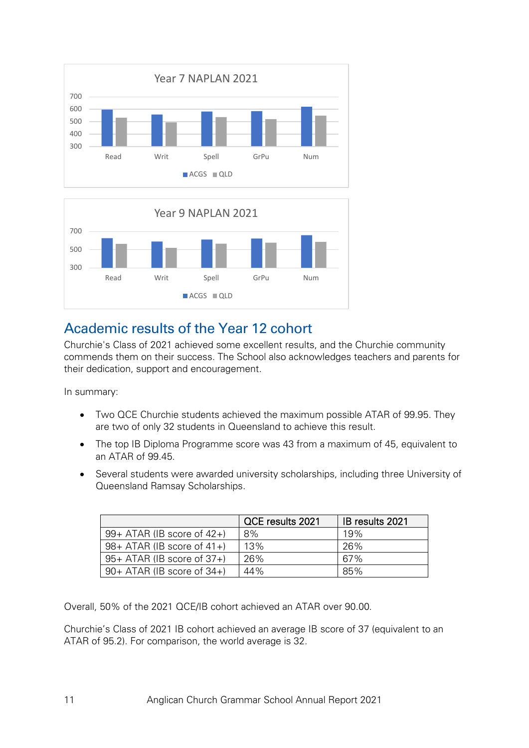Year 7 NAPLAN 2021

Year 9 NAPLAN 2021

## Academic results of the Year 12 cohort

Churchie's Class of 2021 achieved some excellent results, and the Churchie community commends them on their success. The School also acknowledges teachers and parents for their dedication, support and encouragement.

In summary:

- Two QCE Churchie students achieved the maximum possible ATAR of 99.95. They are two of only 32 students in Queensland to achieve this result.
- The top IB Diploma Programme score was 43 from a maximum of 45, equivalent to an ATAR of 99.45.
- Several students were awarded university scholarships, including three University of Queensland Ramsay Scholarships.

| | QCE results 2021 | IB results 2021 |
|---|---|---|
| 99+ ATAR (IB score of 42+) | 8% | 19% |
| 98+ ATAR (IB score of 41+) | 13% | 26% |
| 95+ ATAR (IB score of 37+) | 26% | 67% |
| 90+ ATAR (IB score of 34+) | 44% | 85% |

Overall, 50% of the 2021 QCE/IB cohort achieved an ATAR over 90.00.

Churchie's Class of 2021 IB cohort achieved an average IB score of 37 (equivalent to an ATAR of 95.2). For comparison, the world average is 32.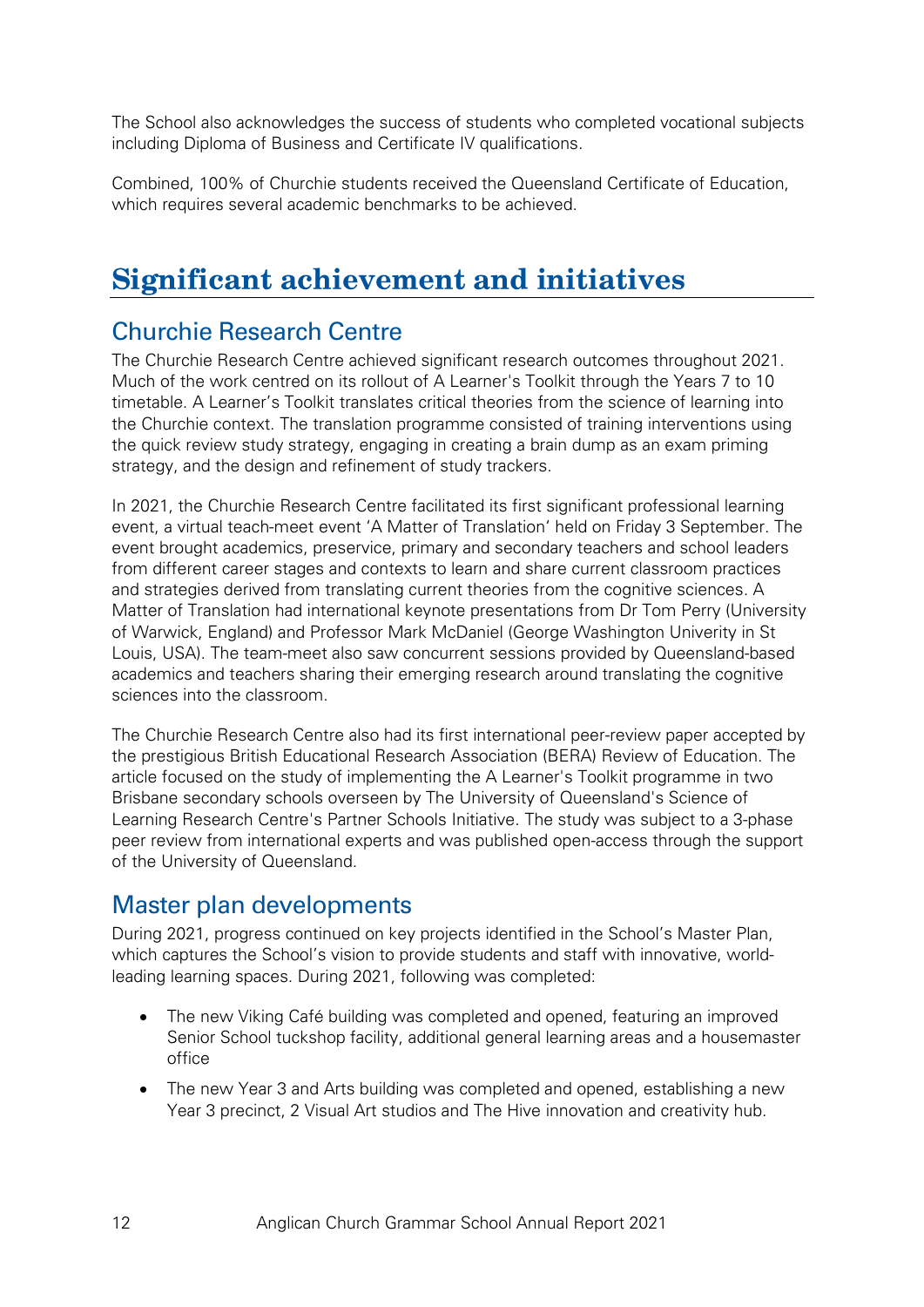The School also acknowledges the success of students who completed vocational subjects including Diploma of Business and Certificate IV qualifications.

Combined, 100% of Churchie students received the Queensland Certificate of Education, which requires several academic benchmarks to be achieved.

# Significant achievement and initiatives

## Churchie Research Centre

The Churchie Research Centre achieved significant research outcomes throughout 2021. Much of the work centred on its rollout of A Learner's Toolkit through the Years 7 to 10 timetable. A Learner's Toolkit translates critical theories from the science of learning into the Churchie context. The translation programme consisted of training interventions using the quick review study strategy, engaging in creating a brain dump as an exam priming strategy, and the design and refinement of study trackers.

In 2021, the Churchie Research Centre facilitated its first significant professional learning event, a virtual teach-meet event 'A Matter of Translation' held on Friday 3 September. The event brought academics, preservice, primary and secondary teachers and school leaders from different career stages and contexts to learn and share current classroom practices and strategies derived from translating current theories from the cognitive sciences. A Matter of Translation had international keynote presentations from Dr Tom Perry (University of Warwick, England) and Professor Mark McDaniel (George Washington Univerity in St Louis, USA). The team-meet also saw concurrent sessions provided by Queensland-based academics and teachers sharing their emerging research around translating the cognitive sciences into the classroom.

The Churchie Research Centre also had its first international peer-review paper accepted by the prestigious British Educational Research Association (BERA) Review of Education. The article focused on the study of implementing the A Learner's Toolkit programme in two Brisbane secondary schools overseen by The University of Queensland's Science of Learning Research Centre's Partner Schools Initiative. The study was subject to a 3-phase peer review from international experts and was published open-access through the support of the University of Queensland.

## Master plan developments

During 2021, progress continued on key projects identified in the School's Master Plan, which captures the School's vision to provide students and staff with innovative, world-leading learning spaces. During 2021, following was completed:

- The new Viking Café building was completed and opened, featuring an improved Senior School tuckshop facility, additional general learning areas and a housemaster office
- The new Year 3 and Arts building was completed and opened, establishing a new Year 3 precinct, 2 Visual Art studios and The Hive innovation and creativity hub.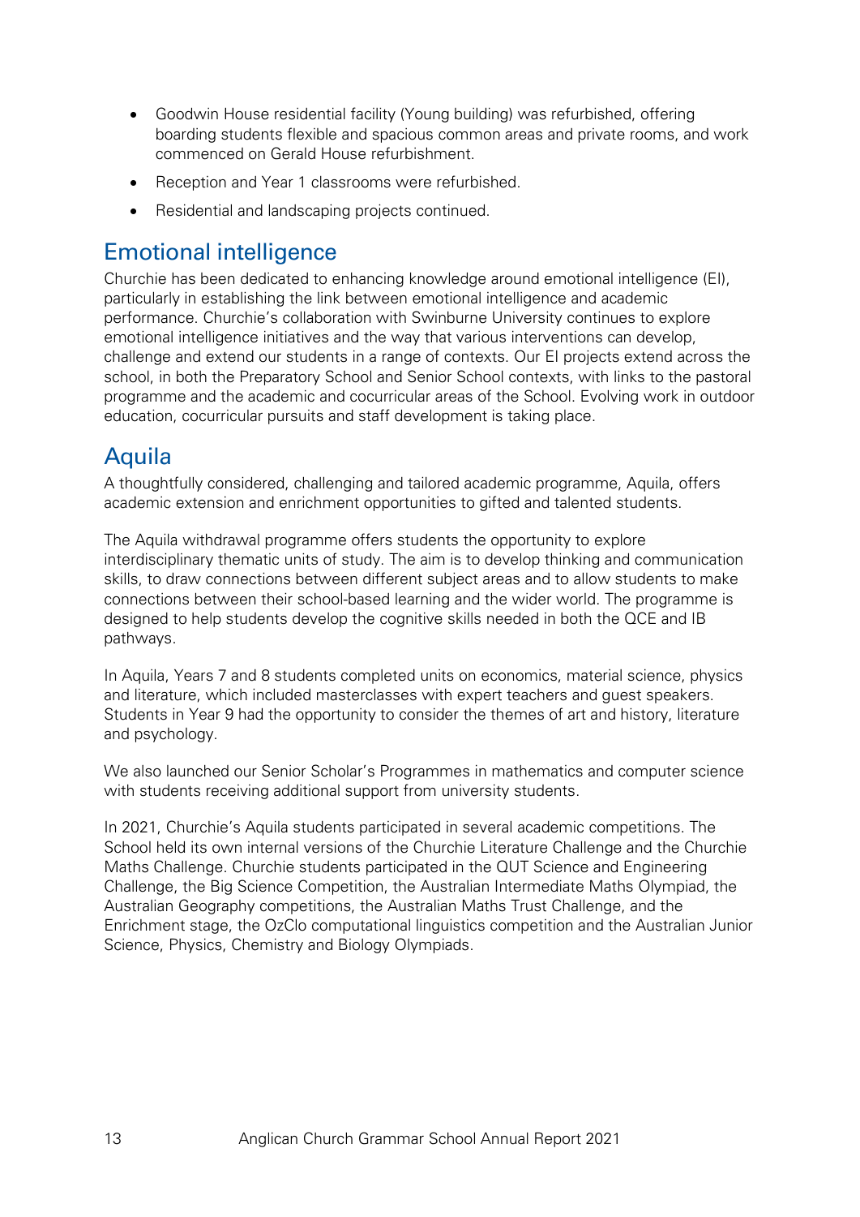- Goodwin House residential facility (Young building) was refurbished, offering boarding students flexible and spacious common areas and private rooms, and work commenced on Gerald House refurbishment.
- Reception and Year 1 classrooms were refurbished.
- Residential and landscaping projects continued.

## Emotional intelligence

Churchie has been dedicated to enhancing knowledge around emotional intelligence (EI), particularly in establishing the link between emotional intelligence and academic performance. Churchie's collaboration with Swinburne University continues to explore emotional intelligence initiatives and the way that various interventions can develop, challenge and extend our students in a range of contexts. Our EI projects extend across the school, in both the Preparatory School and Senior School contexts, with links to the pastoral programme and the academic and cocurricular areas of the School. Evolving work in outdoor education, cocurricular pursuits and staff development is taking place.

## Aquila

A thoughtfully considered, challenging and tailored academic programme, Aquila, offers academic extension and enrichment opportunities to gifted and talented students.

The Aquila withdrawal programme offers students the opportunity to explore interdisciplinary thematic units of study. The aim is to develop thinking and communication skills, to draw connections between different subject areas and to allow students to make connections between their school-based learning and the wider world. The programme is designed to help students develop the cognitive skills needed in both the QCE and IB pathways.

In Aquila, Years 7 and 8 students completed units on economics, material science, physics and literature, which included masterclasses with expert teachers and guest speakers. Students in Year 9 had the opportunity to consider the themes of art and history, literature and psychology.

We also launched our Senior Scholar's Programmes in mathematics and computer science with students receiving additional support from university students.

In 2021, Churchie's Aquila students participated in several academic competitions. The School held its own internal versions of the Churchie Literature Challenge and the Churchie Maths Challenge. Churchie students participated in the QUT Science and Engineering Challenge, the Big Science Competition, the Australian Intermediate Maths Olympiad, the Australian Geography competitions, the Australian Maths Trust Challenge, and the Enrichment stage, the OzClo computational linguistics competition and the Australian Junior Science, Physics, Chemistry and Biology Olympiads.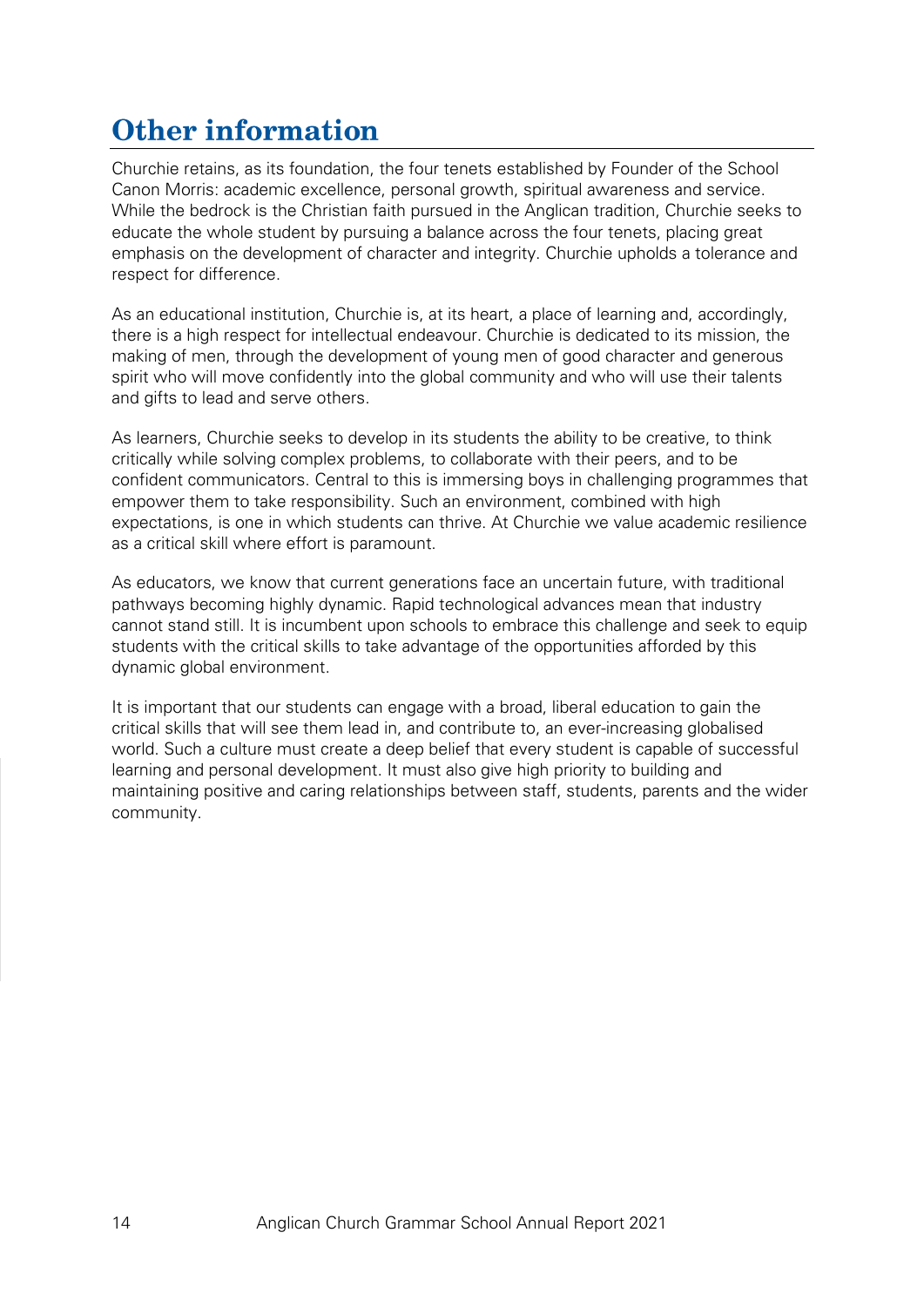# Other information

Churchie retains, as its foundation, the four tenets established by Founder of the School Canon Morris: academic excellence, personal growth, spiritual awareness and service. While the bedrock is the Christian faith pursued in the Anglican tradition, Churchie seeks to educate the whole student by pursuing a balance across the four tenets, placing great emphasis on the development of character and integrity. Churchie upholds a tolerance and respect for difference.

As an educational institution, Churchie is, at its heart, a place of learning and, accordingly, there is a high respect for intellectual endeavour. Churchie is dedicated to its mission, the making of men, through the development of young men of good character and generous spirit who will move confidently into the global community and who will use their talents and gifts to lead and serve others.

As learners, Churchie seeks to develop in its students the ability to be creative, to think critically while solving complex problems, to collaborate with their peers, and to be confident communicators. Central to this is immersing boys in challenging programmes that empower them to take responsibility. Such an environment, combined with high expectations, is one in which students can thrive. At Churchie we value academic resilience as a critical skill where effort is paramount.

As educators, we know that current generations face an uncertain future, with traditional pathways becoming highly dynamic. Rapid technological advances mean that industry cannot stand still. It is incumbent upon schools to embrace this challenge and seek to equip students with the critical skills to take advantage of the opportunities afforded by this dynamic global environment.

It is important that our students can engage with a broad, liberal education to gain the critical skills that will see them lead in, and contribute to, an ever-increasing globalised world. Such a culture must create a deep belief that every student is capable of successful learning and personal development. It must also give high priority to building and maintaining positive and caring relationships between staff, students, parents and the wider community.